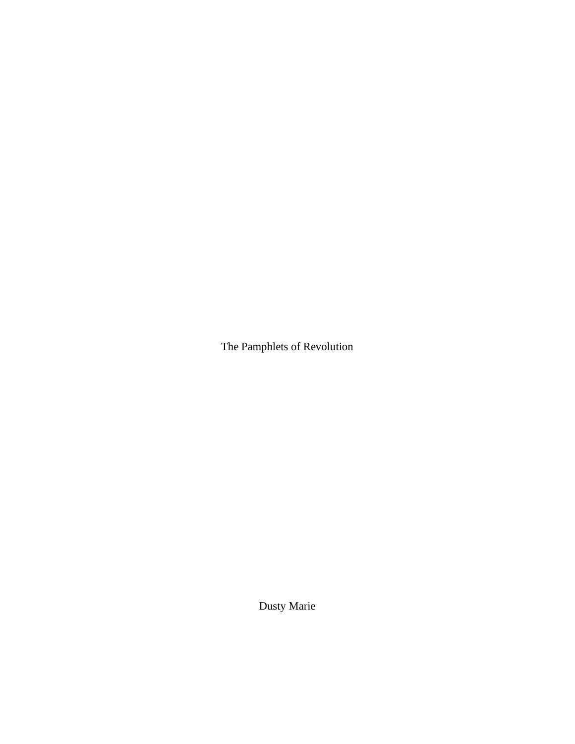# The Pamphlets of Revolution

Dusty Marie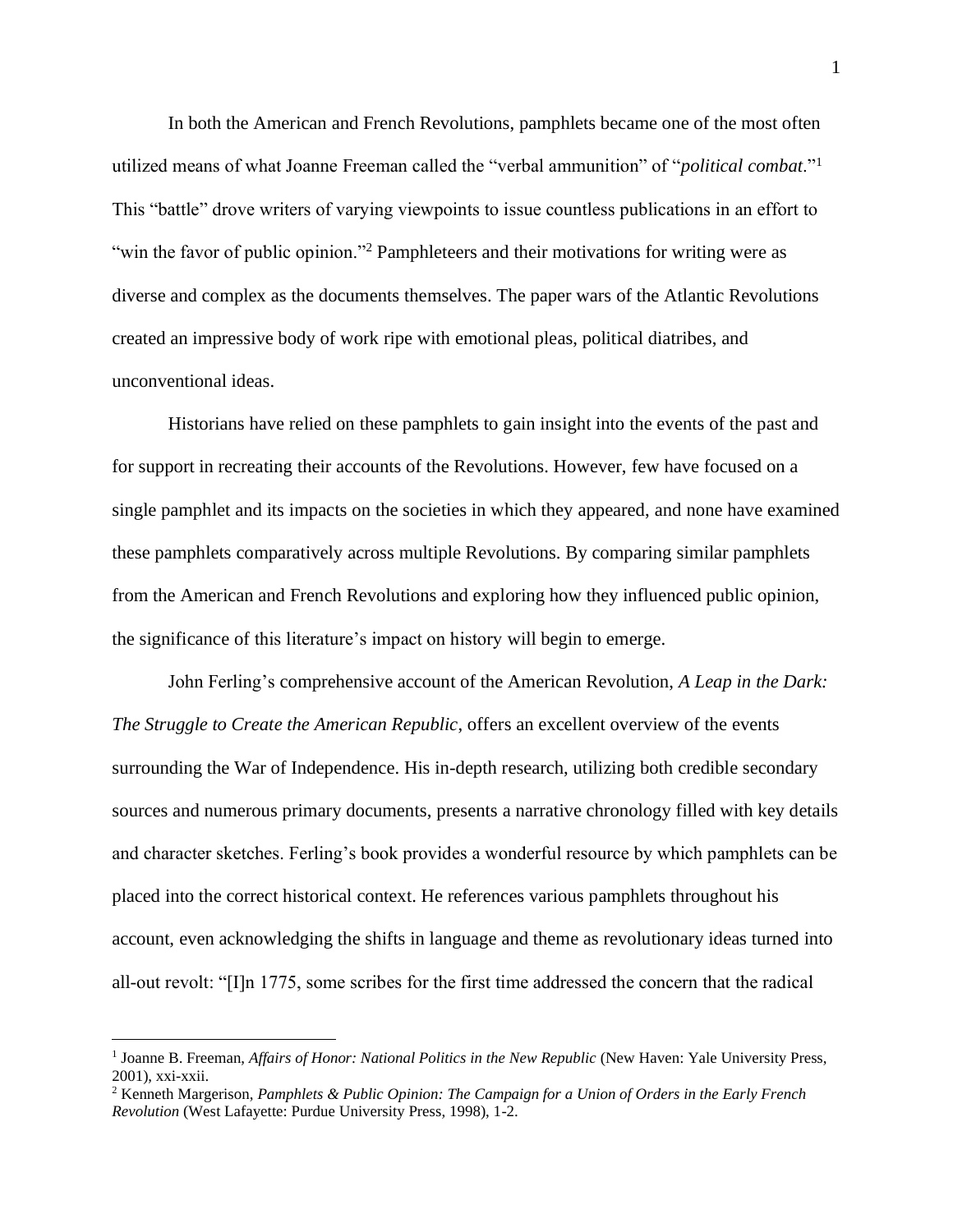In both the American and French Revolutions, pamphlets became one of the most often utilized means of what Joanne Freeman called the "verbal ammunition" of "*political combat*."[1] This "battle" drove writers of varying viewpoints to issue countless publications in an effort to "win the favor of public opinion."[2] Pamphleteers and their motivations for writing were as diverse and complex as the documents themselves. The paper wars of the Atlantic Revolutions created an impressive body of work ripe with emotional pleas, political diatribes, and unconventional ideas.

Historians have relied on these pamphlets to gain insight into the events of the past and for support in recreating their accounts of the Revolutions. However, few have focused on a single pamphlet and its impacts on the societies in which they appeared, and none have examined these pamphlets comparatively across multiple Revolutions. By comparing similar pamphlets from the American and French Revolutions and exploring how they influenced public opinion, the significance of this literature's impact on history will begin to emerge.

John Ferling's comprehensive account of the American Revolution, *A Leap in the Dark: The Struggle to Create the American Republic*, offers an excellent overview of the events surrounding the War of Independence. His in-depth research, utilizing both credible secondary sources and numerous primary documents, presents a narrative chronology filled with key details and character sketches. Ferling's book provides a wonderful resource by which pamphlets can be placed into the correct historical context. He references various pamphlets throughout his account, even acknowledging the shifts in language and theme as revolutionary ideas turned into all-out revolt: "[I]n 1775, some scribes for the first time addressed the concern that the radical

---

[1] Joanne B. Freeman, *Affairs of Honor: National Politics in the New Republic* (New Haven: Yale University Press, 2001), xxi-xxii.

[2] Kenneth Margerison, *Pamphlets & Public Opinion: The Campaign for a Union of Orders in the Early French Revolution* (West Lafayette: Purdue University Press, 1998), 1-2.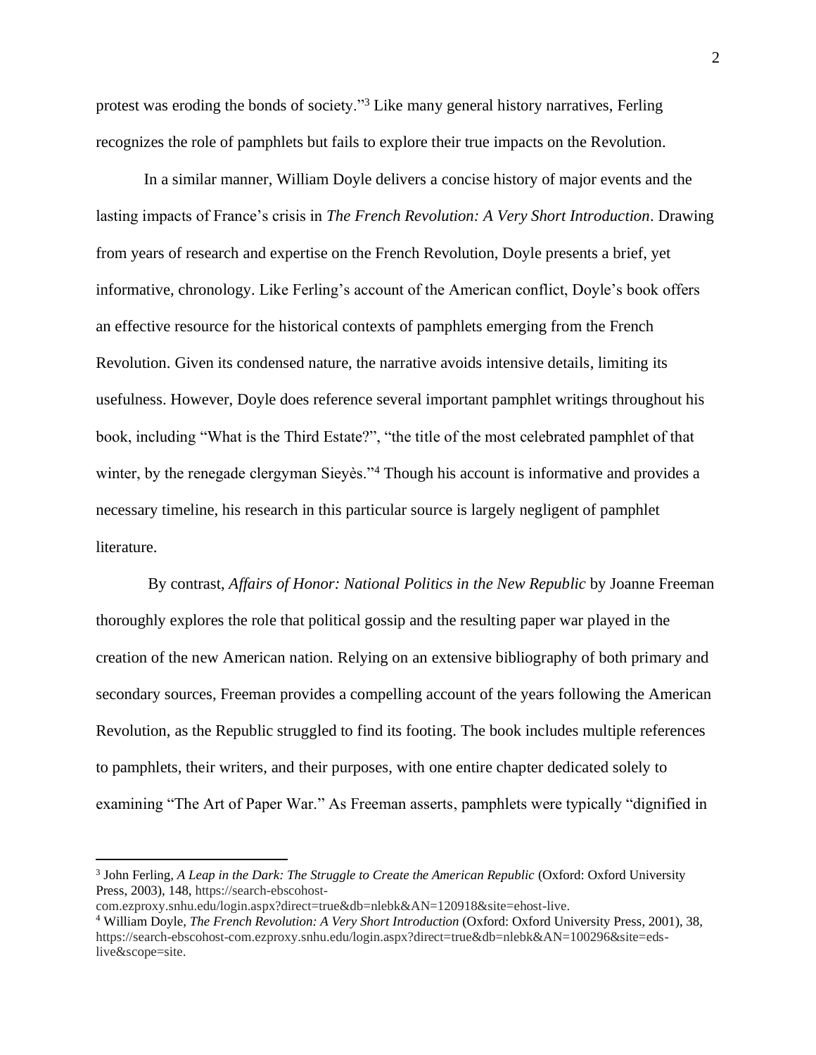protest was eroding the bonds of society."[3] Like many general history narratives, Ferling recognizes the role of pamphlets but fails to explore their true impacts on the Revolution.

In a similar manner, William Doyle delivers a concise history of major events and the lasting impacts of France's crisis in *The French Revolution: A Very Short Introduction*. Drawing from years of research and expertise on the French Revolution, Doyle presents a brief, yet informative, chronology. Like Ferling's account of the American conflict, Doyle's book offers an effective resource for the historical contexts of pamphlets emerging from the French Revolution. Given its condensed nature, the narrative avoids intensive details, limiting its usefulness. However, Doyle does reference several important pamphlet writings throughout his book, including "What is the Third Estate?", "the title of the most celebrated pamphlet of that winter, by the renegade clergyman Sieyès."[4] Though his account is informative and provides a necessary timeline, his research in this particular source is largely negligent of pamphlet literature.

By contrast, *Affairs of Honor: National Politics in the New Republic* by Joanne Freeman thoroughly explores the role that political gossip and the resulting paper war played in the creation of the new American nation. Relying on an extensive bibliography of both primary and secondary sources, Freeman provides a compelling account of the years following the American Revolution, as the Republic struggled to find its footing. The book includes multiple references to pamphlets, their writers, and their purposes, with one entire chapter dedicated solely to examining "The Art of Paper War." As Freeman asserts, pamphlets were typically "dignified in

---

[3] John Ferling, *A Leap in the Dark: The Struggle to Create the American Republic* (Oxford: Oxford University Press, 2003), 148, https://search-ebscohost-com.ezproxy.snhu.edu/login.aspx?direct=true&db=nlebk&AN=120918&site=ehost-live.

[4] William Doyle, *The French Revolution: A Very Short Introduction* (Oxford: Oxford University Press, 2001), 38, https://search-ebscohost-com.ezproxy.snhu.edu/login.aspx?direct=true&db=nlebk&AN=100296&site=eds-live&scope=site.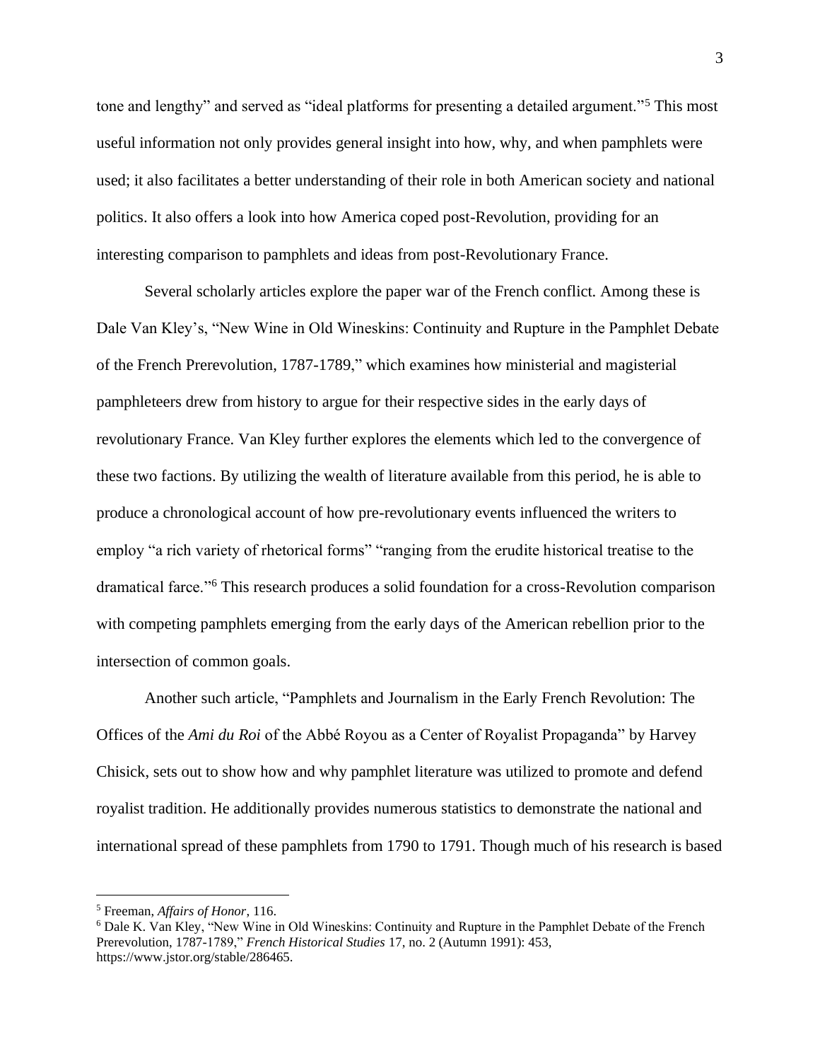tone and lengthy" and served as "ideal platforms for presenting a detailed argument."[5] This most useful information not only provides general insight into how, why, and when pamphlets were used; it also facilitates a better understanding of their role in both American society and national politics. It also offers a look into how America coped post-Revolution, providing for an interesting comparison to pamphlets and ideas from post-Revolutionary France.

Several scholarly articles explore the paper war of the French conflict. Among these is Dale Van Kley's, "New Wine in Old Wineskins: Continuity and Rupture in the Pamphlet Debate of the French Prerevolution, 1787-1789," which examines how ministerial and magisterial pamphleteers drew from history to argue for their respective sides in the early days of revolutionary France. Van Kley further explores the elements which led to the convergence of these two factions. By utilizing the wealth of literature available from this period, he is able to produce a chronological account of how pre-revolutionary events influenced the writers to employ "a rich variety of rhetorical forms" "ranging from the erudite historical treatise to the dramatical farce."[6] This research produces a solid foundation for a cross-Revolution comparison with competing pamphlets emerging from the early days of the American rebellion prior to the intersection of common goals.

Another such article, "Pamphlets and Journalism in the Early French Revolution: The Offices of the *Ami du Roi* of the Abbé Royou as a Center of Royalist Propaganda" by Harvey Chisick, sets out to show how and why pamphlet literature was utilized to promote and defend royalist tradition. He additionally provides numerous statistics to demonstrate the national and international spread of these pamphlets from 1790 to 1791. Though much of his research is based

---

[5] Freeman, *Affairs of Honor*, 116.

[6] Dale K. Van Kley, "New Wine in Old Wineskins: Continuity and Rupture in the Pamphlet Debate of the French Prerevolution, 1787-1789," *French Historical Studies* 17, no. 2 (Autumn 1991): 453, https://www.jstor.org/stable/286465.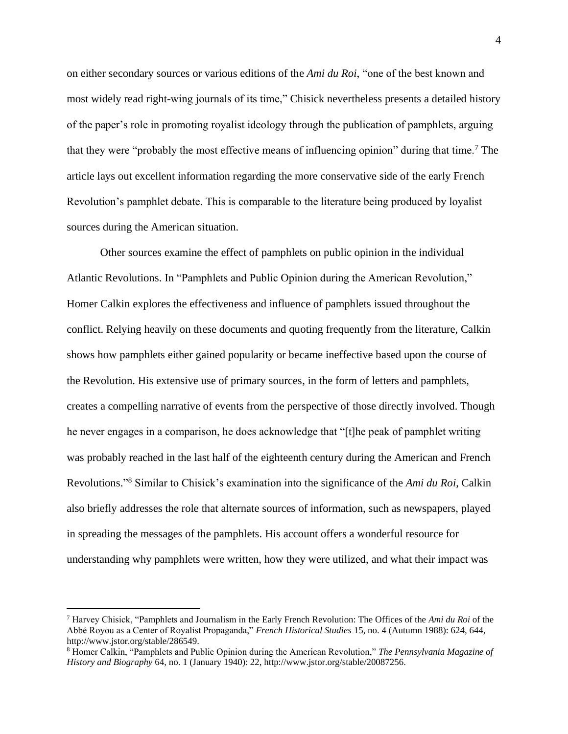on either secondary sources or various editions of the *Ami du Roi*, "one of the best known and most widely read right-wing journals of its time," Chisick nevertheless presents a detailed history of the paper's role in promoting royalist ideology through the publication of pamphlets, arguing that they were "probably the most effective means of influencing opinion" during that time.[7] The article lays out excellent information regarding the more conservative side of the early French Revolution's pamphlet debate. This is comparable to the literature being produced by loyalist sources during the American situation.

Other sources examine the effect of pamphlets on public opinion in the individual Atlantic Revolutions. In "Pamphlets and Public Opinion during the American Revolution," Homer Calkin explores the effectiveness and influence of pamphlets issued throughout the conflict. Relying heavily on these documents and quoting frequently from the literature, Calkin shows how pamphlets either gained popularity or became ineffective based upon the course of the Revolution. His extensive use of primary sources, in the form of letters and pamphlets, creates a compelling narrative of events from the perspective of those directly involved. Though he never engages in a comparison, he does acknowledge that "[t]he peak of pamphlet writing was probably reached in the last half of the eighteenth century during the American and French Revolutions."[8] Similar to Chisick's examination into the significance of the *Ami du Roi*, Calkin also briefly addresses the role that alternate sources of information, such as newspapers, played in spreading the messages of the pamphlets. His account offers a wonderful resource for understanding why pamphlets were written, how they were utilized, and what their impact was

---

[7] Harvey Chisick, "Pamphlets and Journalism in the Early French Revolution: The Offices of the *Ami du Roi* of the Abbé Royou as a Center of Royalist Propaganda," *French Historical Studies* 15, no. 4 (Autumn 1988): 624, 644, http://www.jstor.org/stable/286549.

[8] Homer Calkin, "Pamphlets and Public Opinion during the American Revolution," *The Pennsylvania Magazine of History and Biography* 64, no. 1 (January 1940): 22, http://www.jstor.org/stable/20087256.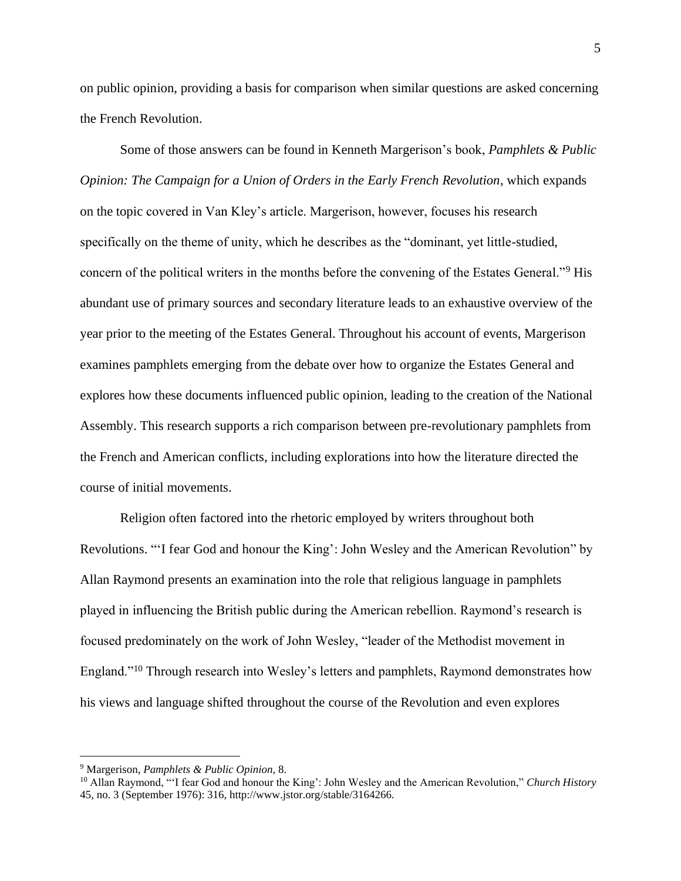on public opinion, providing a basis for comparison when similar questions are asked concerning the French Revolution.

Some of those answers can be found in Kenneth Margerison's book, *Pamphlets & Public Opinion: The Campaign for a Union of Orders in the Early French Revolution*, which expands on the topic covered in Van Kley's article. Margerison, however, focuses his research specifically on the theme of unity, which he describes as the "dominant, yet little-studied, concern of the political writers in the months before the convening of the Estates General."[9] His abundant use of primary sources and secondary literature leads to an exhaustive overview of the year prior to the meeting of the Estates General. Throughout his account of events, Margerison examines pamphlets emerging from the debate over how to organize the Estates General and explores how these documents influenced public opinion, leading to the creation of the National Assembly. This research supports a rich comparison between pre-revolutionary pamphlets from the French and American conflicts, including explorations into how the literature directed the course of initial movements.

Religion often factored into the rhetoric employed by writers throughout both Revolutions. "'I fear God and honour the King': John Wesley and the American Revolution" by Allan Raymond presents an examination into the role that religious language in pamphlets played in influencing the British public during the American rebellion. Raymond's research is focused predominately on the work of John Wesley, "leader of the Methodist movement in England."[10] Through research into Wesley's letters and pamphlets, Raymond demonstrates how his views and language shifted throughout the course of the Revolution and even explores

---

[9] Margerison, *Pamphlets & Public Opinion*, 8.

[10] Allan Raymond, "'I fear God and honour the King': John Wesley and the American Revolution," *Church History* 45, no. 3 (September 1976): 316, http://www.jstor.org/stable/3164266.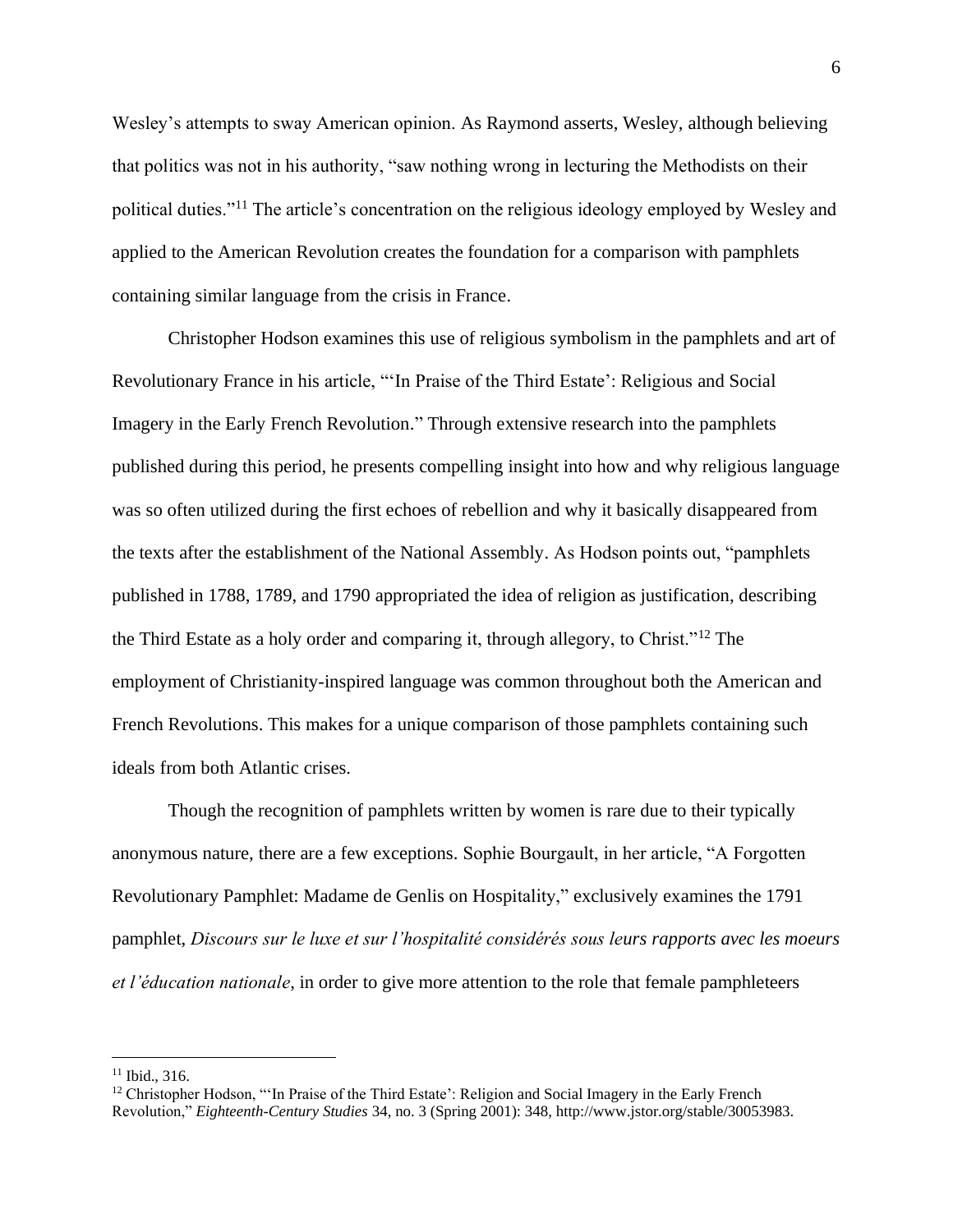Wesley's attempts to sway American opinion. As Raymond asserts, Wesley, although believing that politics was not in his authority, "saw nothing wrong in lecturing the Methodists on their political duties."[11] The article's concentration on the religious ideology employed by Wesley and applied to the American Revolution creates the foundation for a comparison with pamphlets containing similar language from the crisis in France.

Christopher Hodson examines this use of religious symbolism in the pamphlets and art of Revolutionary France in his article, "'In Praise of the Third Estate': Religious and Social Imagery in the Early French Revolution." Through extensive research into the pamphlets published during this period, he presents compelling insight into how and why religious language was so often utilized during the first echoes of rebellion and why it basically disappeared from the texts after the establishment of the National Assembly. As Hodson points out, "pamphlets published in 1788, 1789, and 1790 appropriated the idea of religion as justification, describing the Third Estate as a holy order and comparing it, through allegory, to Christ."[12] The employment of Christianity-inspired language was common throughout both the American and French Revolutions. This makes for a unique comparison of those pamphlets containing such ideals from both Atlantic crises.

Though the recognition of pamphlets written by women is rare due to their typically anonymous nature, there are a few exceptions. Sophie Bourgault, in her article, "A Forgotten Revolutionary Pamphlet: Madame de Genlis on Hospitality," exclusively examines the 1791 pamphlet, *Discours sur le luxe et sur l'hospitalité considérés sous leurs rapports avec les moeurs et l'éducation nationale*, in order to give more attention to the role that female pamphleteers

---

[11] Ibid., 316.

[12] Christopher Hodson, "'In Praise of the Third Estate': Religion and Social Imagery in the Early French Revolution," *Eighteenth-Century Studies* 34, no. 3 (Spring 2001): 348, http://www.jstor.org/stable/30053983.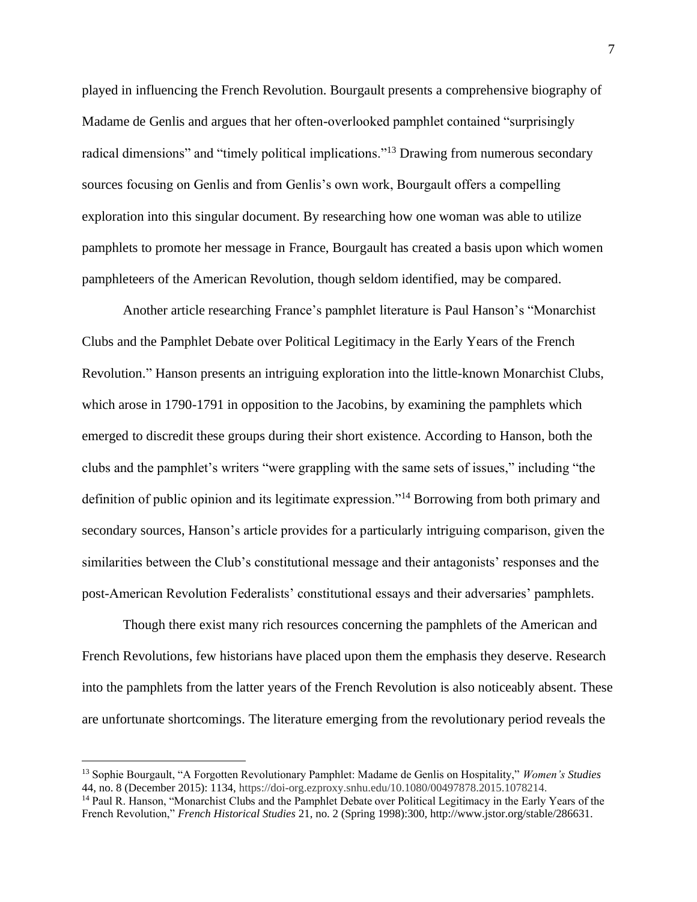played in influencing the French Revolution. Bourgault presents a comprehensive biography of Madame de Genlis and argues that her often-overlooked pamphlet contained "surprisingly radical dimensions" and "timely political implications."[13] Drawing from numerous secondary sources focusing on Genlis and from Genlis's own work, Bourgault offers a compelling exploration into this singular document. By researching how one woman was able to utilize pamphlets to promote her message in France, Bourgault has created a basis upon which women pamphleteers of the American Revolution, though seldom identified, may be compared.

Another article researching France's pamphlet literature is Paul Hanson's "Monarchist Clubs and the Pamphlet Debate over Political Legitimacy in the Early Years of the French Revolution." Hanson presents an intriguing exploration into the little-known Monarchist Clubs, which arose in 1790-1791 in opposition to the Jacobins, by examining the pamphlets which emerged to discredit these groups during their short existence. According to Hanson, both the clubs and the pamphlet's writers "were grappling with the same sets of issues," including "the definition of public opinion and its legitimate expression."[14] Borrowing from both primary and secondary sources, Hanson's article provides for a particularly intriguing comparison, given the similarities between the Club's constitutional message and their antagonists' responses and the post-American Revolution Federalists' constitutional essays and their adversaries' pamphlets.

Though there exist many rich resources concerning the pamphlets of the American and French Revolutions, few historians have placed upon them the emphasis they deserve. Research into the pamphlets from the latter years of the French Revolution is also noticeably absent. These are unfortunate shortcomings. The literature emerging from the revolutionary period reveals the

---

[13] Sophie Bourgault, "A Forgotten Revolutionary Pamphlet: Madame de Genlis on Hospitality," *Women's Studies* 44, no. 8 (December 2015): 1134, https://doi-org.ezproxy.snhu.edu/10.1080/00497878.2015.1078214.

[14] Paul R. Hanson, "Monarchist Clubs and the Pamphlet Debate over Political Legitimacy in the Early Years of the French Revolution," *French Historical Studies* 21, no. 2 (Spring 1998):300, http://www.jstor.org/stable/286631.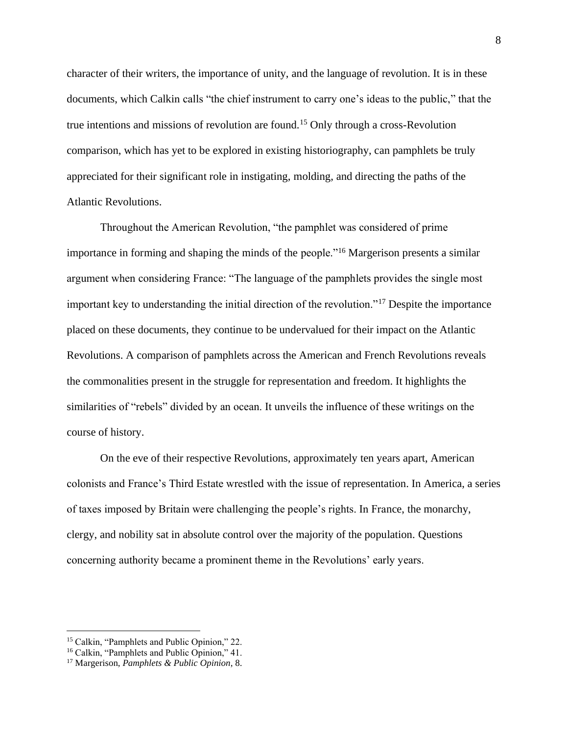character of their writers, the importance of unity, and the language of revolution. It is in these documents, which Calkin calls "the chief instrument to carry one's ideas to the public," that the true intentions and missions of revolution are found.[15] Only through a cross-Revolution comparison, which has yet to be explored in existing historiography, can pamphlets be truly appreciated for their significant role in instigating, molding, and directing the paths of the Atlantic Revolutions.

Throughout the American Revolution, "the pamphlet was considered of prime importance in forming and shaping the minds of the people."[16] Margerison presents a similar argument when considering France: "The language of the pamphlets provides the single most important key to understanding the initial direction of the revolution."[17] Despite the importance placed on these documents, they continue to be undervalued for their impact on the Atlantic Revolutions. A comparison of pamphlets across the American and French Revolutions reveals the commonalities present in the struggle for representation and freedom. It highlights the similarities of "rebels" divided by an ocean. It unveils the influence of these writings on the course of history.

On the eve of their respective Revolutions, approximately ten years apart, American colonists and France's Third Estate wrestled with the issue of representation. In America, a series of taxes imposed by Britain were challenging the people's rights. In France, the monarchy, clergy, and nobility sat in absolute control over the majority of the population. Questions concerning authority became a prominent theme in the Revolutions' early years.

---

[15] Calkin, "Pamphlets and Public Opinion," 22.

[16] Calkin, "Pamphlets and Public Opinion," 41.

[17] Margerison, *Pamphlets & Public Opinion*, 8.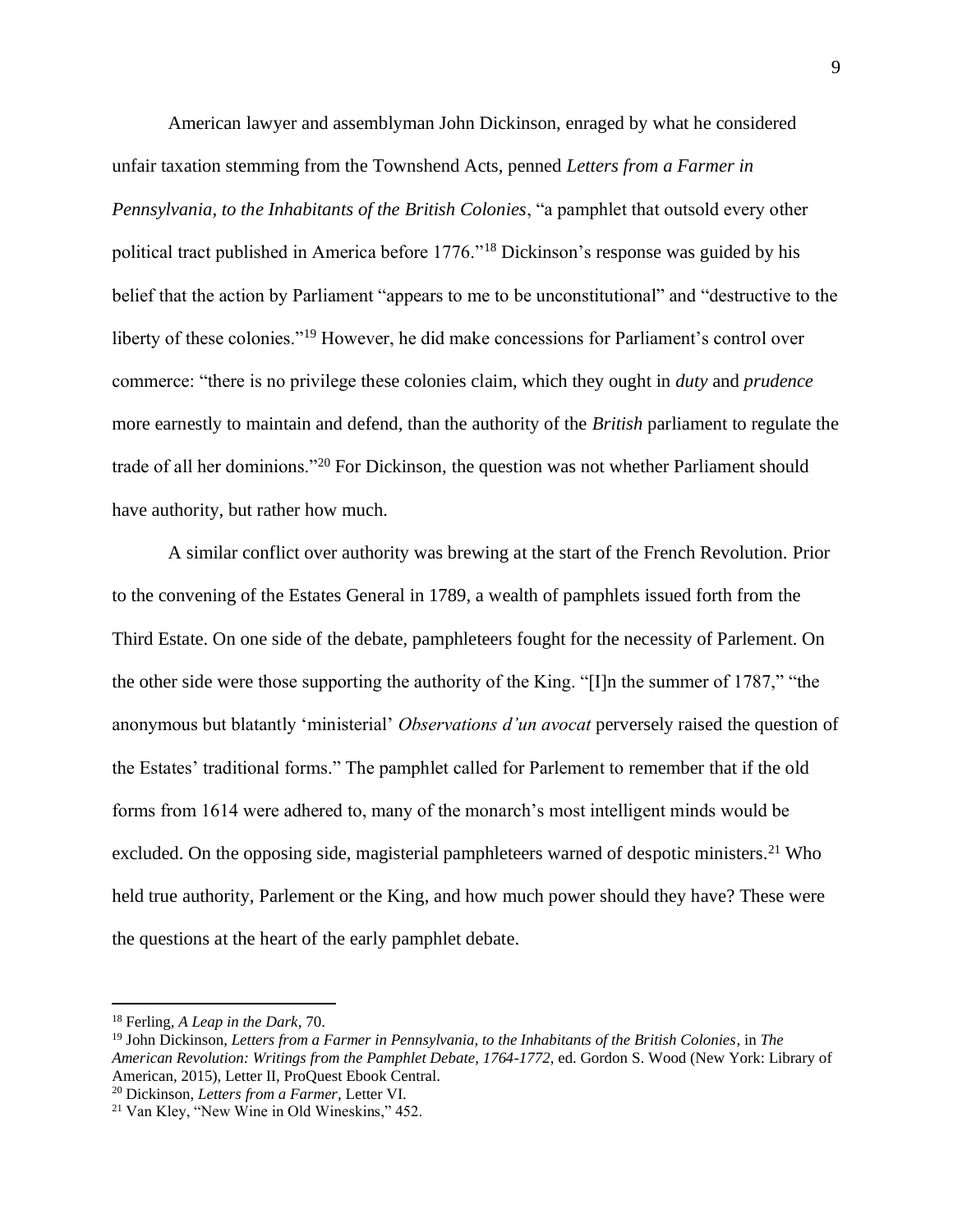American lawyer and assemblyman John Dickinson, enraged by what he considered unfair taxation stemming from the Townshend Acts, penned *Letters from a Farmer in Pennsylvania, to the Inhabitants of the British Colonies*, "a pamphlet that outsold every other political tract published in America before 1776."[18] Dickinson's response was guided by his belief that the action by Parliament "appears to me to be unconstitutional" and "destructive to the liberty of these colonies."[19] However, he did make concessions for Parliament's control over commerce: "there is no privilege these colonies claim, which they ought in *duty* and *prudence* more earnestly to maintain and defend, than the authority of the *British* parliament to regulate the trade of all her dominions."[20] For Dickinson, the question was not whether Parliament should have authority, but rather how much.

A similar conflict over authority was brewing at the start of the French Revolution. Prior to the convening of the Estates General in 1789, a wealth of pamphlets issued forth from the Third Estate. On one side of the debate, pamphleteers fought for the necessity of Parlement. On the other side were those supporting the authority of the King. "[I]n the summer of 1787," "the anonymous but blatantly 'ministerial' *Observations d'un avocat* perversely raised the question of the Estates' traditional forms." The pamphlet called for Parlement to remember that if the old forms from 1614 were adhered to, many of the monarch's most intelligent minds would be excluded. On the opposing side, magisterial pamphleteers warned of despotic ministers.[21] Who held true authority, Parlement or the King, and how much power should they have? These were the questions at the heart of the early pamphlet debate.

---

[18] Ferling, *A Leap in the Dark*, 70.

[19] John Dickinson, *Letters from a Farmer in Pennsylvania, to the Inhabitants of the British Colonies*, in *The American Revolution: Writings from the Pamphlet Debate, 1764-1772*, ed. Gordon S. Wood (New York: Library of American, 2015), Letter II, ProQuest Ebook Central.

[20] Dickinson, *Letters from a Farmer*, Letter VI.

[21] Van Kley, "New Wine in Old Wineskins," 452.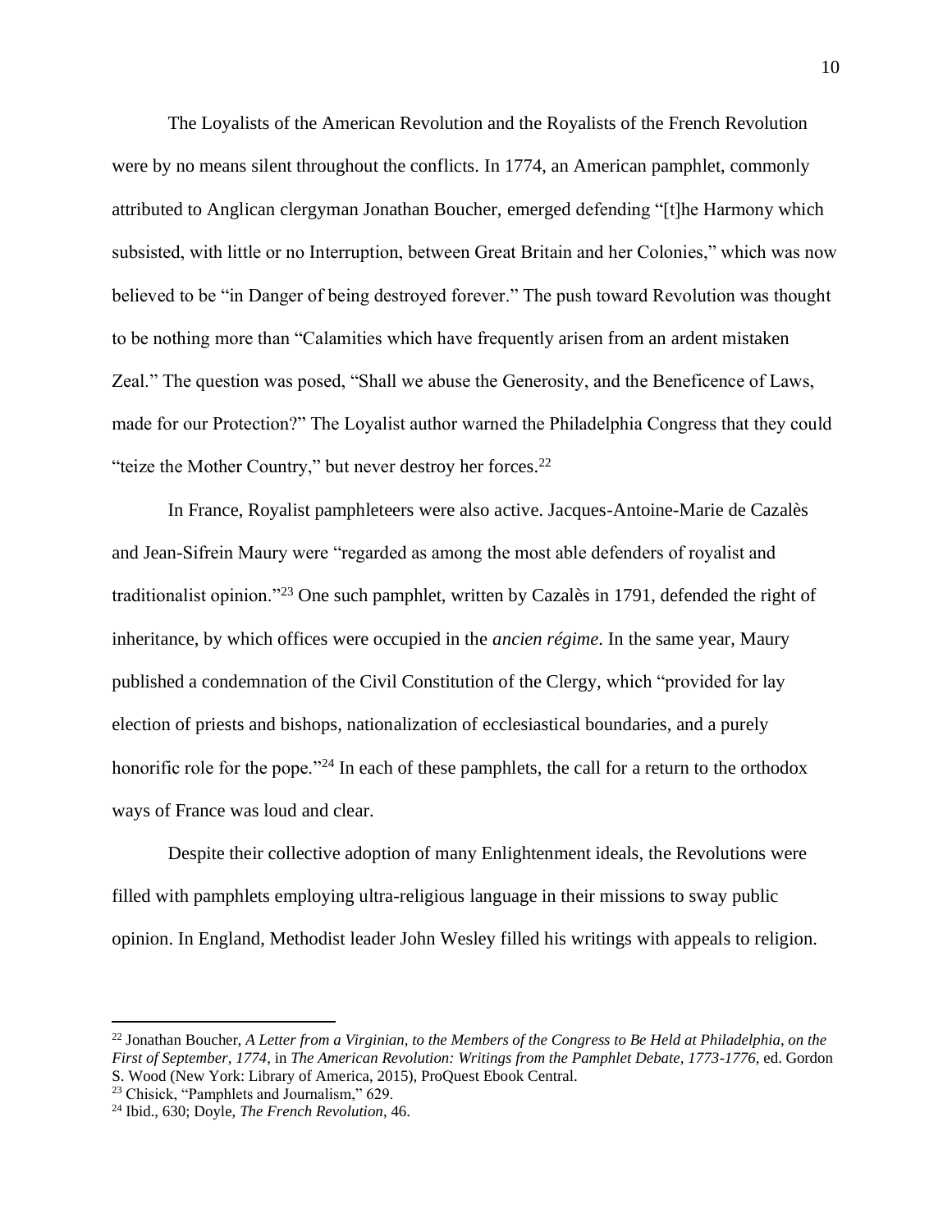The Loyalists of the American Revolution and the Royalists of the French Revolution were by no means silent throughout the conflicts. In 1774, an American pamphlet, commonly attributed to Anglican clergyman Jonathan Boucher, emerged defending "[t]he Harmony which subsisted, with little or no Interruption, between Great Britain and her Colonies," which was now believed to be "in Danger of being destroyed forever." The push toward Revolution was thought to be nothing more than "Calamities which have frequently arisen from an ardent mistaken Zeal." The question was posed, "Shall we abuse the Generosity, and the Beneficence of Laws, made for our Protection?" The Loyalist author warned the Philadelphia Congress that they could "teize the Mother Country," but never destroy her forces.[22]

In France, Royalist pamphleteers were also active. Jacques-Antoine-Marie de Cazalès and Jean-Sifrein Maury were "regarded as among the most able defenders of royalist and traditionalist opinion."[23] One such pamphlet, written by Cazalès in 1791, defended the right of inheritance, by which offices were occupied in the *ancien régime*. In the same year, Maury published a condemnation of the Civil Constitution of the Clergy, which "provided for lay election of priests and bishops, nationalization of ecclesiastical boundaries, and a purely honorific role for the pope."[24] In each of these pamphlets, the call for a return to the orthodox ways of France was loud and clear.

Despite their collective adoption of many Enlightenment ideals, the Revolutions were filled with pamphlets employing ultra-religious language in their missions to sway public opinion. In England, Methodist leader John Wesley filled his writings with appeals to religion.

---

[22] Jonathan Boucher, *A Letter from a Virginian, to the Members of the Congress to Be Held at Philadelphia, on the First of September, 1774*, in *The American Revolution: Writings from the Pamphlet Debate, 1773-1776*, ed. Gordon S. Wood (New York: Library of America, 2015), ProQuest Ebook Central.

[23] Chisick, "Pamphlets and Journalism," 629.

[24] Ibid., 630; Doyle, *The French Revolution*, 46.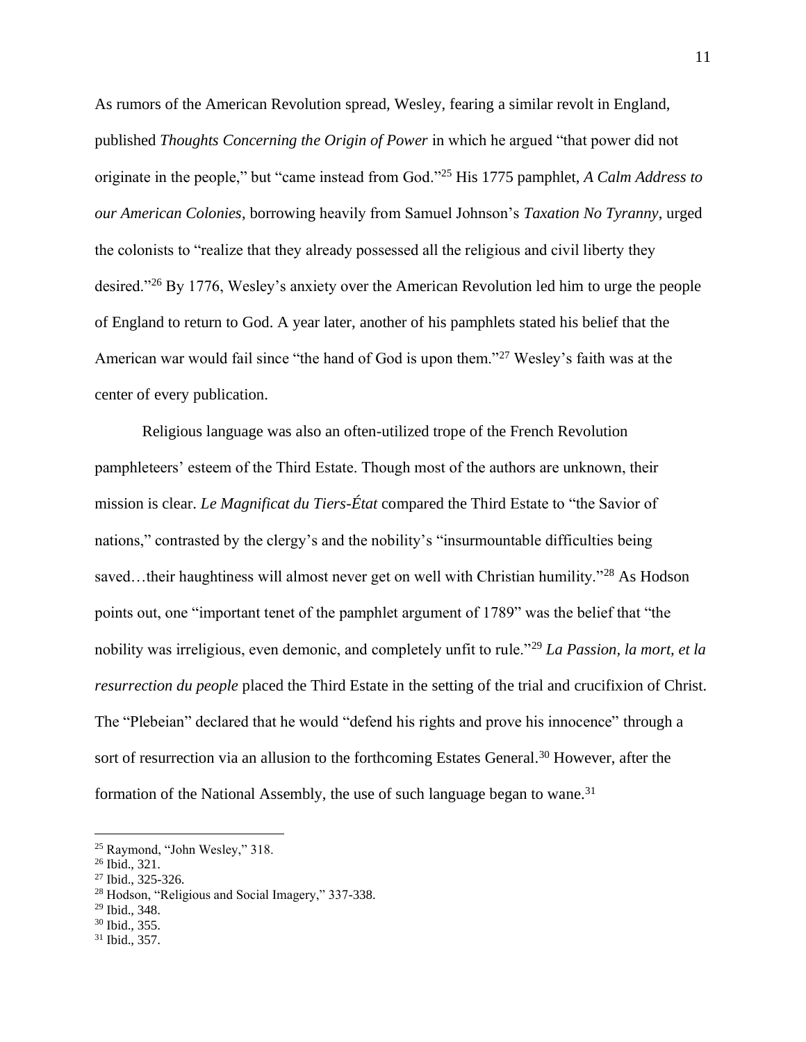As rumors of the American Revolution spread, Wesley, fearing a similar revolt in England, published *Thoughts Concerning the Origin of Power* in which he argued "that power did not originate in the people," but "came instead from God."[25] His 1775 pamphlet, *A Calm Address to our American Colonies*, borrowing heavily from Samuel Johnson's *Taxation No Tyranny*, urged the colonists to "realize that they already possessed all the religious and civil liberty they desired."[26] By 1776, Wesley's anxiety over the American Revolution led him to urge the people of England to return to God. A year later, another of his pamphlets stated his belief that the American war would fail since "the hand of God is upon them."[27] Wesley's faith was at the center of every publication.

Religious language was also an often-utilized trope of the French Revolution pamphleteers' esteem of the Third Estate. Though most of the authors are unknown, their mission is clear. *Le Magnificat du Tiers-État* compared the Third Estate to "the Savior of nations," contrasted by the clergy's and the nobility's "insurmountable difficulties being saved…their haughtiness will almost never get on well with Christian humility."[28] As Hodson points out, one "important tenet of the pamphlet argument of 1789" was the belief that "the nobility was irreligious, even demonic, and completely unfit to rule."[29] *La Passion, la mort, et la resurrection du people* placed the Third Estate in the setting of the trial and crucifixion of Christ. The "Plebeian" declared that he would "defend his rights and prove his innocence" through a sort of resurrection via an allusion to the forthcoming Estates General.[30] However, after the formation of the National Assembly, the use of such language began to wane.[31]

---

[25] Raymond, "John Wesley," 318.
[26] Ibid., 321.
[27] Ibid., 325-326.
[28] Hodson, "Religious and Social Imagery," 337-338.
[29] Ibid., 348.
[30] Ibid., 355.
[31] Ibid., 357.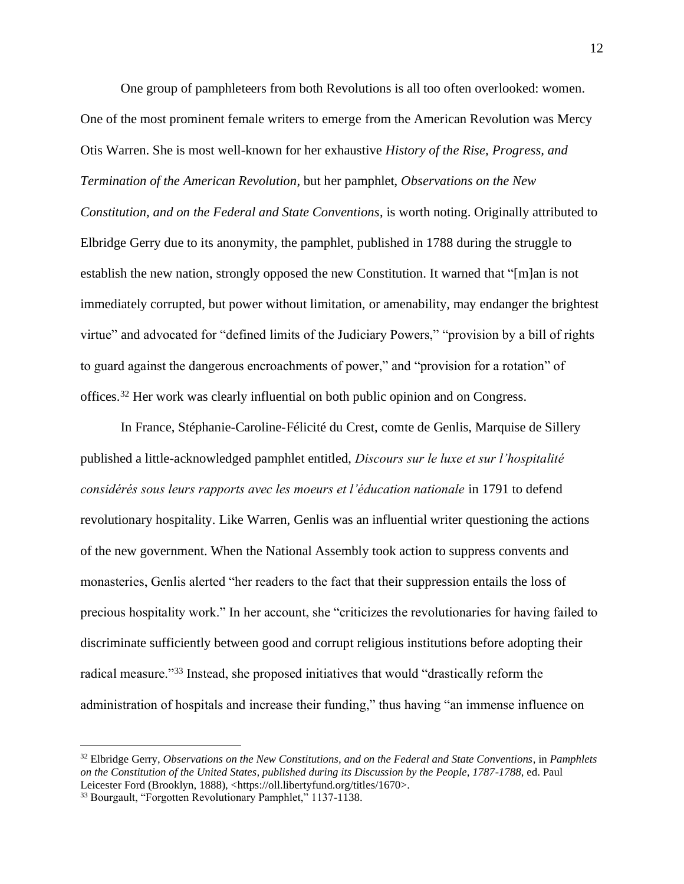One group of pamphleteers from both Revolutions is all too often overlooked: women. One of the most prominent female writers to emerge from the American Revolution was Mercy Otis Warren. She is most well-known for her exhaustive *History of the Rise, Progress, and Termination of the American Revolution*, but her pamphlet, *Observations on the New Constitution, and on the Federal and State Conventions*, is worth noting. Originally attributed to Elbridge Gerry due to its anonymity, the pamphlet, published in 1788 during the struggle to establish the new nation, strongly opposed the new Constitution. It warned that "[m]an is not immediately corrupted, but power without limitation, or amenability, may endanger the brightest virtue" and advocated for "defined limits of the Judiciary Powers," "provision by a bill of rights to guard against the dangerous encroachments of power," and "provision for a rotation" of offices.[32] Her work was clearly influential on both public opinion and on Congress.

In France, Stéphanie-Caroline-Félicité du Crest, comte de Genlis, Marquise de Sillery published a little-acknowledged pamphlet entitled, *Discours sur le luxe et sur l'hospitalité considérés sous leurs rapports avec les moeurs et l'éducation nationale* in 1791 to defend revolutionary hospitality. Like Warren, Genlis was an influential writer questioning the actions of the new government. When the National Assembly took action to suppress convents and monasteries, Genlis alerted "her readers to the fact that their suppression entails the loss of precious hospitality work." In her account, she "criticizes the revolutionaries for having failed to discriminate sufficiently between good and corrupt religious institutions before adopting their radical measure."[33] Instead, she proposed initiatives that would "drastically reform the administration of hospitals and increase their funding," thus having "an immense influence on

---

[32] Elbridge Gerry, *Observations on the New Constitutions, and on the Federal and State Conventions*, in *Pamphlets on the Constitution of the United States, published during its Discussion by the People, 1787-1788*, ed. Paul Leicester Ford (Brooklyn, 1888), <https://oll.libertyfund.org/titles/1670>.

[33] Bourgault, "Forgotten Revolutionary Pamphlet," 1137-1138.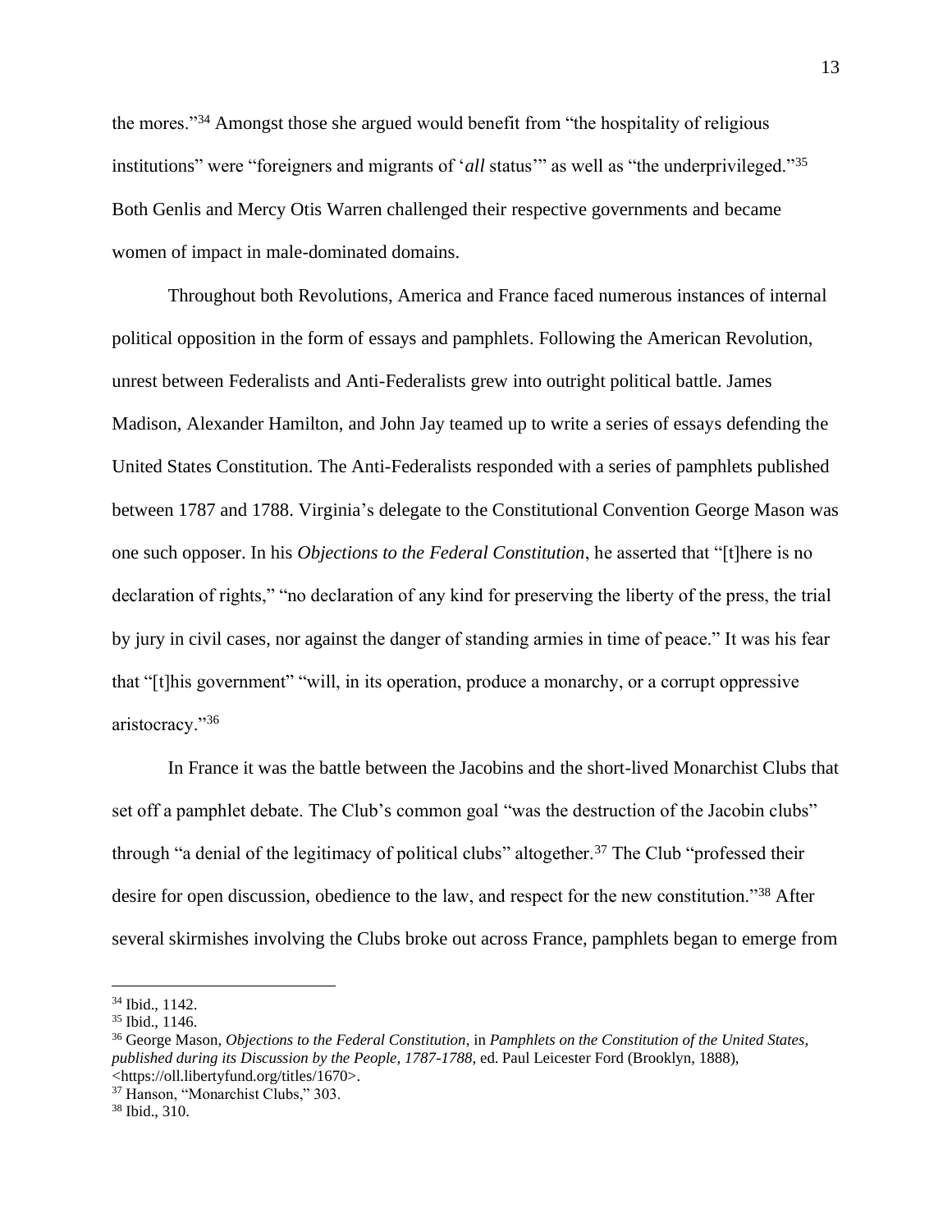the mores."[34] Amongst those she argued would benefit from "the hospitality of religious institutions" were "foreigners and migrants of '*all* status'" as well as "the underprivileged."[35] Both Genlis and Mercy Otis Warren challenged their respective governments and became women of impact in male-dominated domains.

Throughout both Revolutions, America and France faced numerous instances of internal political opposition in the form of essays and pamphlets. Following the American Revolution, unrest between Federalists and Anti-Federalists grew into outright political battle. James Madison, Alexander Hamilton, and John Jay teamed up to write a series of essays defending the United States Constitution. The Anti-Federalists responded with a series of pamphlets published between 1787 and 1788. Virginia's delegate to the Constitutional Convention George Mason was one such opposer. In his *Objections to the Federal Constitution*, he asserted that "[t]here is no declaration of rights," "no declaration of any kind for preserving the liberty of the press, the trial by jury in civil cases, nor against the danger of standing armies in time of peace." It was his fear that "[t]his government" "will, in its operation, produce a monarchy, or a corrupt oppressive aristocracy."[36]

In France it was the battle between the Jacobins and the short-lived Monarchist Clubs that set off a pamphlet debate. The Club's common goal "was the destruction of the Jacobin clubs" through "a denial of the legitimacy of political clubs" altogether.[37] The Club "professed their desire for open discussion, obedience to the law, and respect for the new constitution."[38] After several skirmishes involving the Clubs broke out across France, pamphlets began to emerge from

---

[34] Ibid., 1142.

[35] Ibid., 1146.

[36] George Mason, *Objections to the Federal Constitution*, in *Pamphlets on the Constitution of the United States, published during its Discussion by the People, 1787-1788*, ed. Paul Leicester Ford (Brooklyn, 1888), <https://oll.libertyfund.org/titles/1670>.

[37] Hanson, "Monarchist Clubs," 303.

[38] Ibid., 310.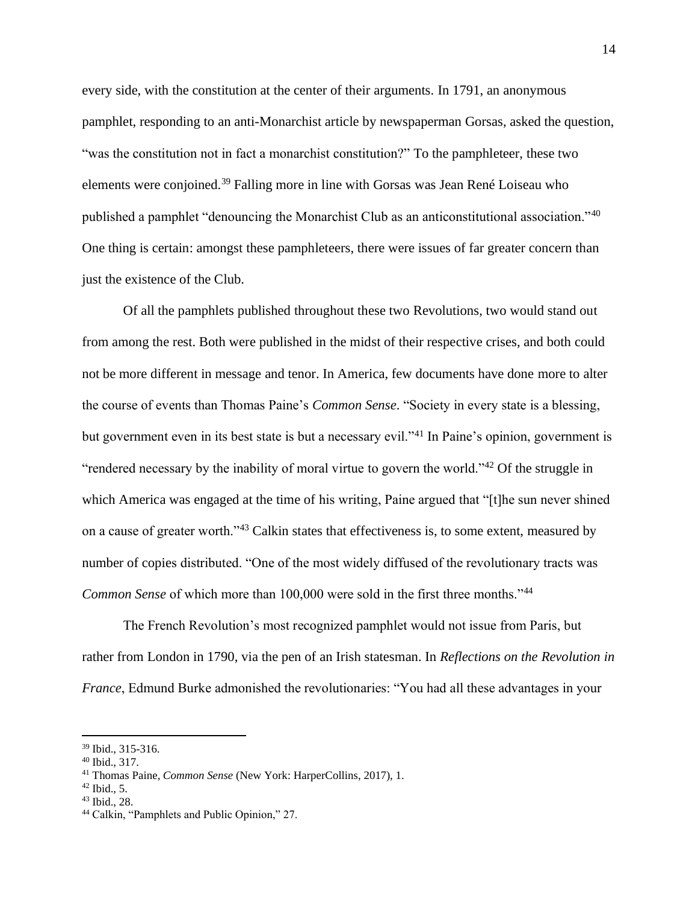every side, with the constitution at the center of their arguments. In 1791, an anonymous pamphlet, responding to an anti-Monarchist article by newspaperman Gorsas, asked the question, "was the constitution not in fact a monarchist constitution?" To the pamphleteer, these two elements were conjoined.[39] Falling more in line with Gorsas was Jean René Loiseau who published a pamphlet "denouncing the Monarchist Club as an anticonstitutional association."[40] One thing is certain: amongst these pamphleteers, there were issues of far greater concern than just the existence of the Club.

Of all the pamphlets published throughout these two Revolutions, two would stand out from among the rest. Both were published in the midst of their respective crises, and both could not be more different in message and tenor. In America, few documents have done more to alter the course of events than Thomas Paine's *Common Sense*. "Society in every state is a blessing, but government even in its best state is but a necessary evil."[41] In Paine's opinion, government is "rendered necessary by the inability of moral virtue to govern the world."[42] Of the struggle in which America was engaged at the time of his writing, Paine argued that "[t]he sun never shined on a cause of greater worth."[43] Calkin states that effectiveness is, to some extent, measured by number of copies distributed. "One of the most widely diffused of the revolutionary tracts was *Common Sense* of which more than 100,000 were sold in the first three months."[44]

The French Revolution's most recognized pamphlet would not issue from Paris, but rather from London in 1790, via the pen of an Irish statesman. In *Reflections on the Revolution in France*, Edmund Burke admonished the revolutionaries: "You had all these advantages in your

---

[39] Ibid., 315-316.
[40] Ibid., 317.
[41] Thomas Paine, *Common Sense* (New York: HarperCollins, 2017), 1.
[42] Ibid., 5.
[43] Ibid., 28.
[44] Calkin, "Pamphlets and Public Opinion," 27.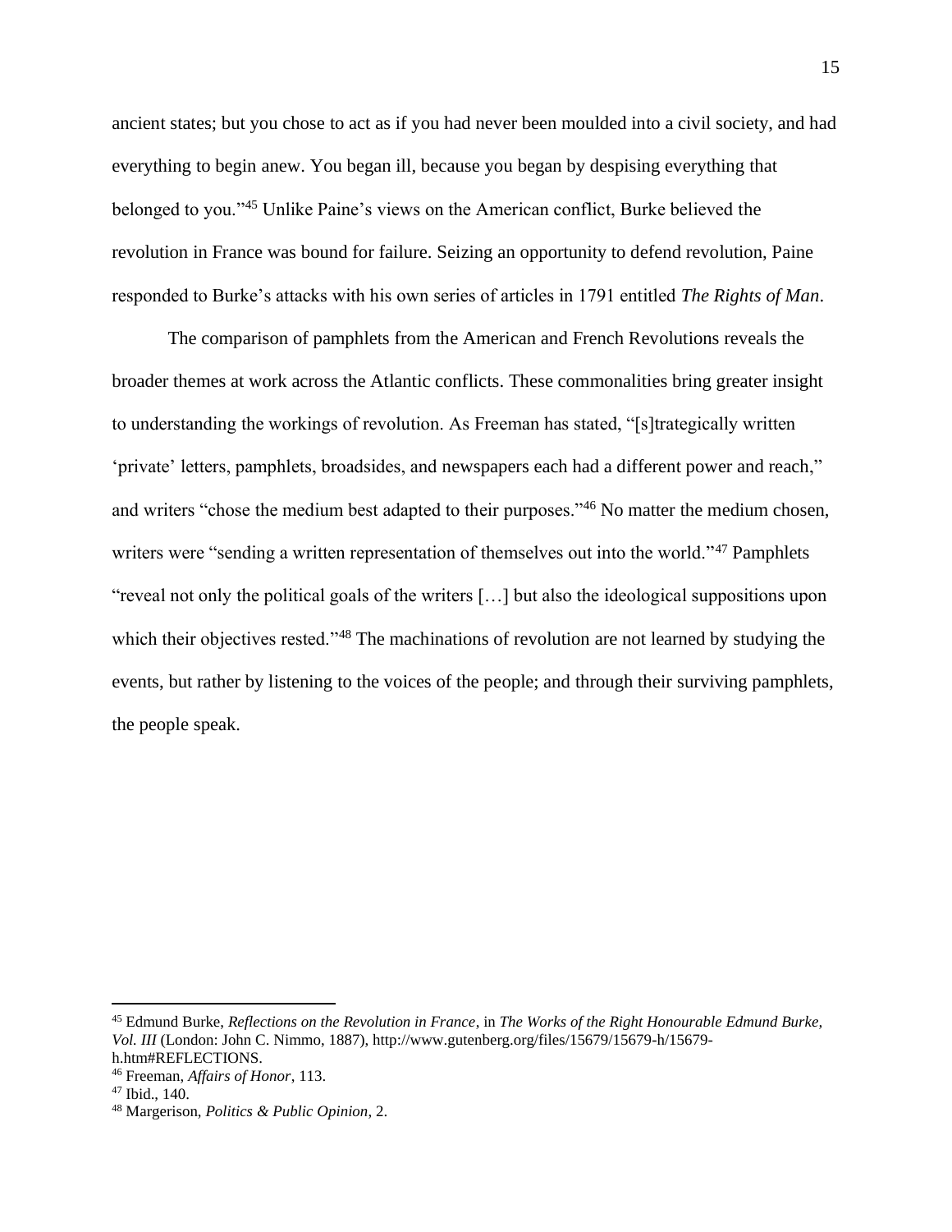ancient states; but you chose to act as if you had never been moulded into a civil society, and had everything to begin anew. You began ill, because you began by despising everything that belonged to you."[45] Unlike Paine's views on the American conflict, Burke believed the revolution in France was bound for failure. Seizing an opportunity to defend revolution, Paine responded to Burke's attacks with his own series of articles in 1791 entitled *The Rights of Man*.

The comparison of pamphlets from the American and French Revolutions reveals the broader themes at work across the Atlantic conflicts. These commonalities bring greater insight to understanding the workings of revolution. As Freeman has stated, "[s]trategically written 'private' letters, pamphlets, broadsides, and newspapers each had a different power and reach," and writers "chose the medium best adapted to their purposes."[46] No matter the medium chosen, writers were "sending a written representation of themselves out into the world."[47] Pamphlets "reveal not only the political goals of the writers […] but also the ideological suppositions upon which their objectives rested."[48] The machinations of revolution are not learned by studying the events, but rather by listening to the voices of the people; and through their surviving pamphlets, the people speak.

---

[45] Edmund Burke, *Reflections on the Revolution in France*, in *The Works of the Right Honourable Edmund Burke, Vol. III* (London: John C. Nimmo, 1887), http://www.gutenberg.org/files/15679/15679-h/15679-h.htm#REFLECTIONS.

[46] Freeman, *Affairs of Honor*, 113.

[47] Ibid., 140.

[48] Margerison, *Politics & Public Opinion*, 2.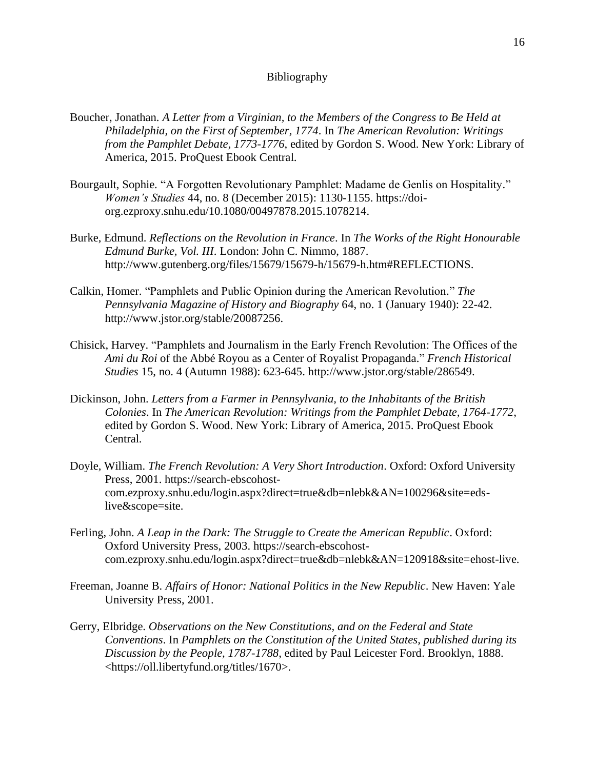# Bibliography

Boucher, Jonathan. *A Letter from a Virginian, to the Members of the Congress to Be Held at Philadelphia, on the First of September, 1774*. In *The American Revolution: Writings from the Pamphlet Debate, 1773-1776*, edited by Gordon S. Wood. New York: Library of America, 2015. ProQuest Ebook Central.

Bourgault, Sophie. "A Forgotten Revolutionary Pamphlet: Madame de Genlis on Hospitality." *Women's Studies* 44, no. 8 (December 2015): 1130-1155. https://doi-org.ezproxy.snhu.edu/10.1080/00497878.2015.1078214.

Burke, Edmund. *Reflections on the Revolution in France*. In *The Works of the Right Honourable Edmund Burke, Vol. III*. London: John C. Nimmo, 1887. http://www.gutenberg.org/files/15679/15679-h/15679-h.htm#REFLECTIONS.

Calkin, Homer. "Pamphlets and Public Opinion during the American Revolution." *The Pennsylvania Magazine of History and Biography* 64, no. 1 (January 1940): 22-42. http://www.jstor.org/stable/20087256.

Chisick, Harvey. "Pamphlets and Journalism in the Early French Revolution: The Offices of the *Ami du Roi* of the Abbé Royou as a Center of Royalist Propaganda." *French Historical Studies* 15, no. 4 (Autumn 1988): 623-645. http://www.jstor.org/stable/286549.

Dickinson, John. *Letters from a Farmer in Pennsylvania, to the Inhabitants of the British Colonies*. In *The American Revolution: Writings from the Pamphlet Debate, 1764-1772*, edited by Gordon S. Wood. New York: Library of America, 2015. ProQuest Ebook Central.

Doyle, William. *The French Revolution: A Very Short Introduction*. Oxford: Oxford University Press, 2001. https://search-ebscohost-com.ezproxy.snhu.edu/login.aspx?direct=true&db=nlebk&AN=100296&site=eds-live&scope=site.

Ferling, John. *A Leap in the Dark: The Struggle to Create the American Republic*. Oxford: Oxford University Press, 2003. https://search-ebscohost-com.ezproxy.snhu.edu/login.aspx?direct=true&db=nlebk&AN=120918&site=ehost-live.

Freeman, Joanne B. *Affairs of Honor: National Politics in the New Republic*. New Haven: Yale University Press, 2001.

Gerry, Elbridge. *Observations on the New Constitutions, and on the Federal and State Conventions*. In *Pamphlets on the Constitution of the United States, published during its Discussion by the People, 1787-1788*, edited by Paul Leicester Ford. Brooklyn, 1888. <https://oll.libertyfund.org/titles/1670>.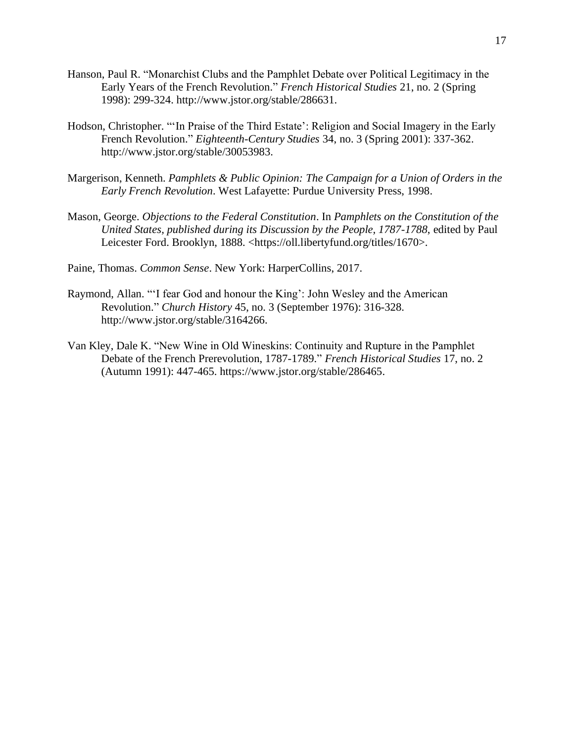Hanson, Paul R. "Monarchist Clubs and the Pamphlet Debate over Political Legitimacy in the Early Years of the French Revolution." *French Historical Studies* 21, no. 2 (Spring 1998): 299-324. http://www.jstor.org/stable/286631.

Hodson, Christopher. "'In Praise of the Third Estate': Religion and Social Imagery in the Early French Revolution." *Eighteenth-Century Studies* 34, no. 3 (Spring 2001): 337-362. http://www.jstor.org/stable/30053983.

Margerison, Kenneth. *Pamphlets & Public Opinion: The Campaign for a Union of Orders in the Early French Revolution*. West Lafayette: Purdue University Press, 1998.

Mason, George. *Objections to the Federal Constitution*. In *Pamphlets on the Constitution of the United States, published during its Discussion by the People, 1787-1788*, edited by Paul Leicester Ford. Brooklyn, 1888. <https://oll.libertyfund.org/titles/1670>.

Paine, Thomas. *Common Sense*. New York: HarperCollins, 2017.

Raymond, Allan. "'I fear God and honour the King': John Wesley and the American Revolution." *Church History* 45, no. 3 (September 1976): 316-328. http://www.jstor.org/stable/3164266.

Van Kley, Dale K. "New Wine in Old Wineskins: Continuity and Rupture in the Pamphlet Debate of the French Prerevolution, 1787-1789." *French Historical Studies* 17, no. 2 (Autumn 1991): 447-465. https://www.jstor.org/stable/286465.